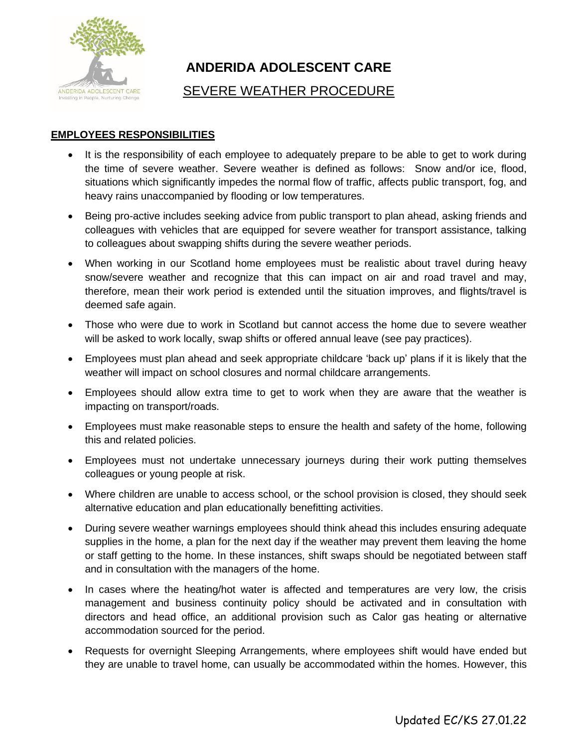# ANDERIDA ADOLESCENT CARE

## SEVERE WEATHER PROCEDURE

**EMPLOYEES RESPONSIBILITIES**

- It is the responsibility of each employee to adequately prepare to be able to get to work during the time of severe weather. Severe weather is defined as follows: Snow and/or ice, flood, situations which significantly impedes the normal flow of traffic, affects public transport, fog, and heavy rains unaccompanied by flooding or low temperatures.
- Being pro-active includes seeking advice from public transport to plan ahead, asking friends and colleagues with vehicles that are equipped for severe weather for transport assistance, talking to colleagues about swapping shifts during the severe weather periods.
- When working in our Scotland home employees must be realistic about travel during heavy snow/severe weather and recognize that this can impact on air and road travel and may, therefore, mean their work period is extended until the situation improves, and flights/travel is deemed safe again.
- Those who were due to work in Scotland but cannot access the home due to severe weather will be asked to work locally, swap shifts or offered annual leave (see pay practices).
- Employees must plan ahead and seek appropriate childcare 'back up' plans if it is likely that the weather will impact on school closures and normal childcare arrangements.
- Employees should allow extra time to get to work when they are aware that the weather is impacting on transport/roads.
- Employees must make reasonable steps to ensure the health and safety of the home, following this and related policies.
- Employees must not undertake unnecessary journeys during their work putting themselves colleagues or young people at risk.
- Where children are unable to access school, or the school provision is closed, they should seek alternative education and plan educationally benefitting activities.
- During severe weather warnings employees should think ahead this includes ensuring adequate supplies in the home, a plan for the next day if the weather may prevent them leaving the home or staff getting to the home. In these instances, shift swaps should be negotiated between staff and in consultation with the managers of the home.
- In cases where the heating/hot water is affected and temperatures are very low, the crisis management and business continuity policy should be activated and in consultation with directors and head office, an additional provision such as Calor gas heating or alternative accommodation sourced for the period.
- Requests for overnight Sleeping Arrangements, where employees shift would have ended but they are unable to travel home, can usually be accommodated within the homes. However, this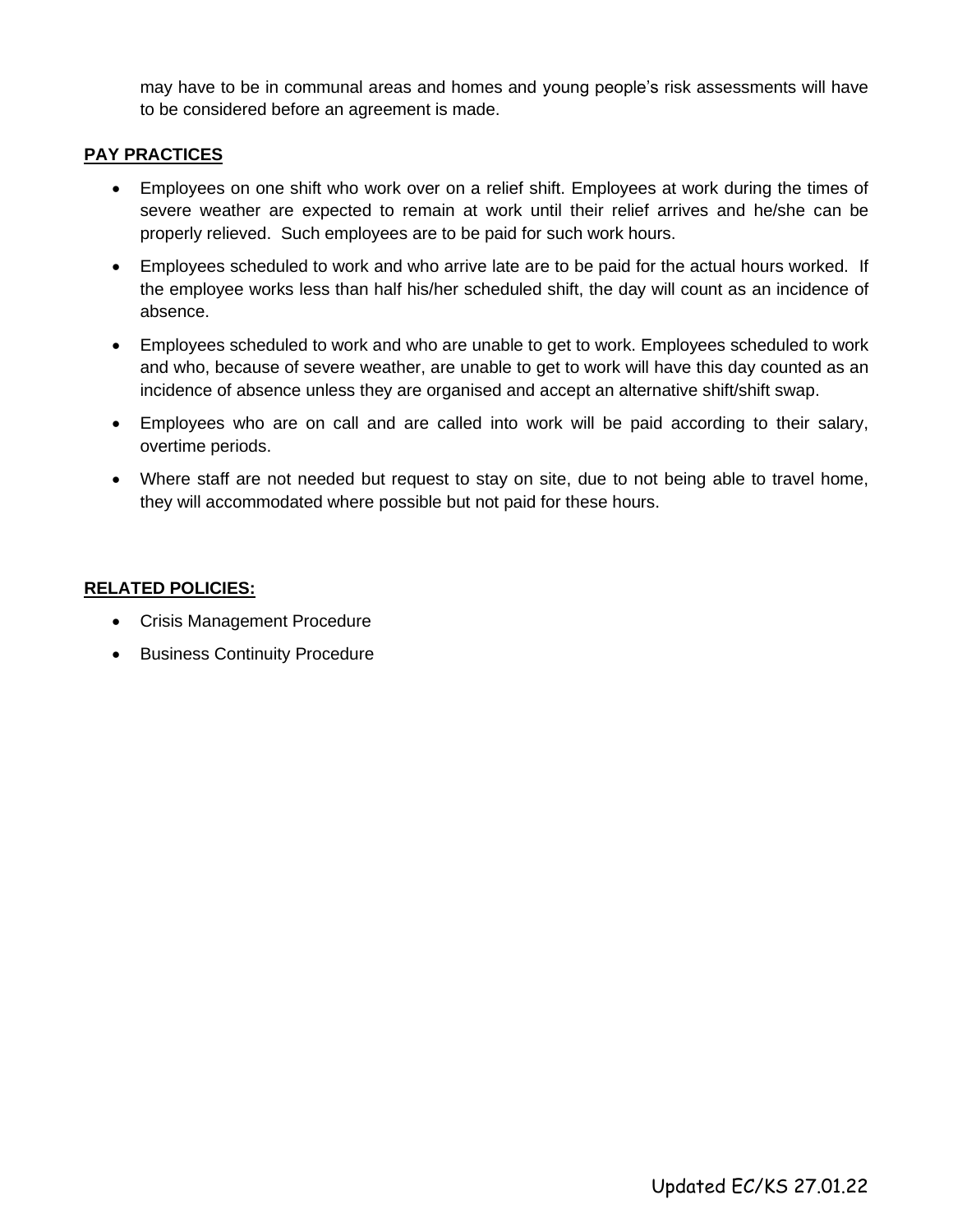may have to be in communal areas and homes and young people's risk assessments will have to be considered before an agreement is made.

**PAY PRACTICES**

- Employees on one shift who work over on a relief shift. Employees at work during the times of severe weather are expected to remain at work until their relief arrives and he/she can be properly relieved. Such employees are to be paid for such work hours.
- Employees scheduled to work and who arrive late are to be paid for the actual hours worked. If the employee works less than half his/her scheduled shift, the day will count as an incidence of absence.
- Employees scheduled to work and who are unable to get to work. Employees scheduled to work and who, because of severe weather, are unable to get to work will have this day counted as an incidence of absence unless they are organised and accept an alternative shift/shift swap.
- Employees who are on call and are called into work will be paid according to their salary, overtime periods.
- Where staff are not needed but request to stay on site, due to not being able to travel home, they will accommodated where possible but not paid for these hours.

**RELATED POLICIES:**

- Crisis Management Procedure
- Business Continuity Procedure

Updated EC/KS 27.01.22